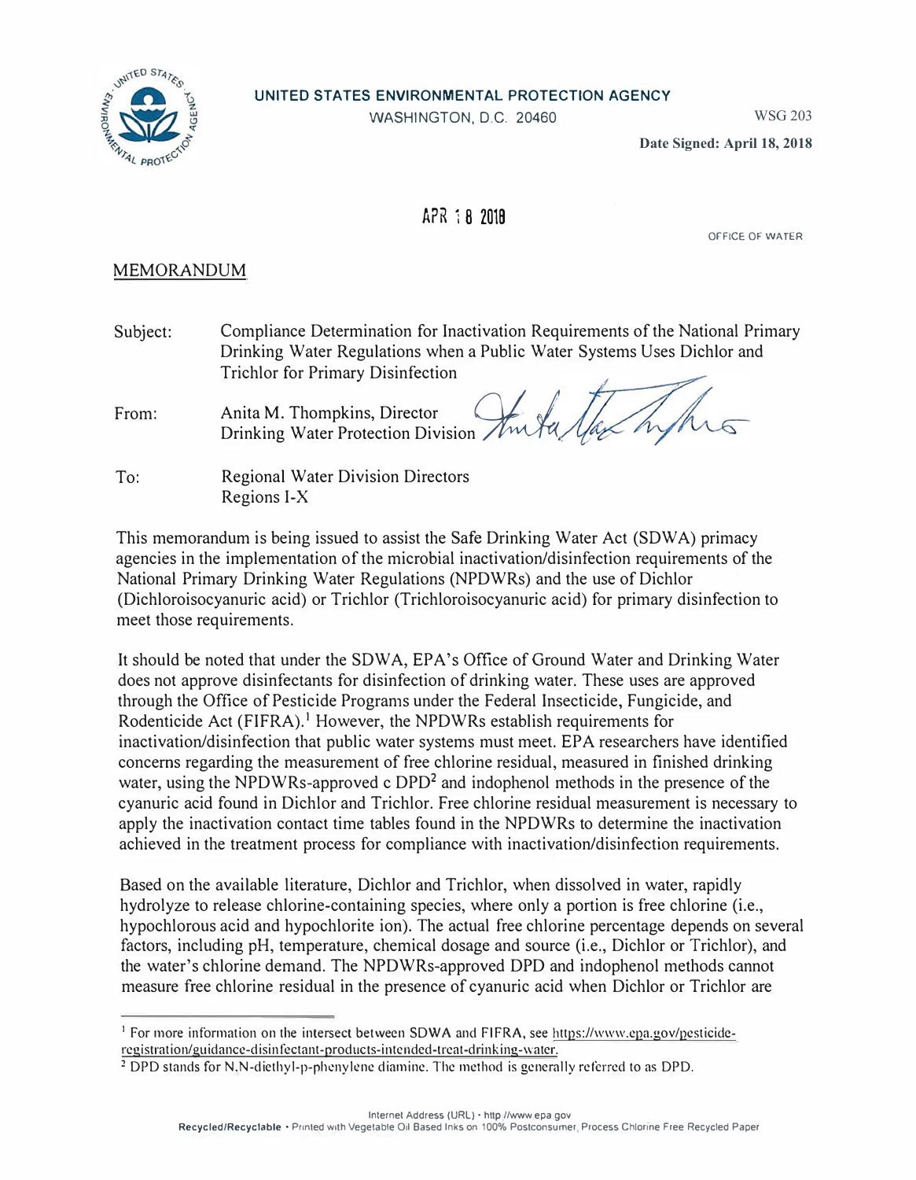**UNITED STATES ENVIRONMENTAL PROTECTION AGENCY**
WASHINGTON, D.C. 20460

WSG 203

**Date Signed: April 18, 2018**

APR 18 2018

OFFICE OF WATER

MEMORANDUM

Subject: Compliance Determination for Inactivation Requirements of the National Primary Drinking Water Regulations when a Public Water Systems Uses Dichlor and Trichlor for Primary Disinfection

From: Anita M. Thompkins, Director
Drinking Water Protection Division

To: Regional Water Division Directors
Regions I-X

This memorandum is being issued to assist the Safe Drinking Water Act (SDWA) primacy agencies in the implementation of the microbial inactivation/disinfection requirements of the National Primary Drinking Water Regulations (NPDWRs) and the use of Dichlor (Dichloroisocyanuric acid) or Trichlor (Trichloroisocyanuric acid) for primary disinfection to meet those requirements.

It should be noted that under the SDWA, EPA's Office of Ground Water and Drinking Water does not approve disinfectants for disinfection of drinking water. These uses are approved through the Office of Pesticide Programs under the Federal Insecticide, Fungicide, and Rodenticide Act (FIFRA).[1] However, the NPDWRs establish requirements for inactivation/disinfection that public water systems must meet. EPA researchers have identified concerns regarding the measurement of free chlorine residual, measured in finished drinking water, using the NPDWRs-approved c DPD[2] and indophenol methods in the presence of the cyanuric acid found in Dichlor and Trichlor. Free chlorine residual measurement is necessary to apply the inactivation contact time tables found in the NPDWRs to determine the inactivation achieved in the treatment process for compliance with inactivation/disinfection requirements.

Based on the available literature, Dichlor and Trichlor, when dissolved in water, rapidly hydrolyze to release chlorine-containing species, where only a portion is free chlorine (i.e., hypochlorous acid and hypochlorite ion). The actual free chlorine percentage depends on several factors, including pH, temperature, chemical dosage and source (i.e., Dichlor or Trichlor), and the water's chlorine demand. The NPDWRs-approved DPD and indophenol methods cannot measure free chlorine residual in the presence of cyanuric acid when Dichlor or Trichlor are

[1] For more information on the intersect between SDWA and FIFRA, see https://www.epa.gov/pesticide-registration/guidance-disinfectant-products-intended-treat-drinking-water.

[2] DPD stands for N,N-diethyl-p-phenylene diamine. The method is generally referred to as DPD.

Internet Address (URL) • http://www.epa.gov
Recycled/Recyclable • Printed with Vegetable Oil Based Inks on 100% Postconsumer, Process Chlorine Free Recycled Paper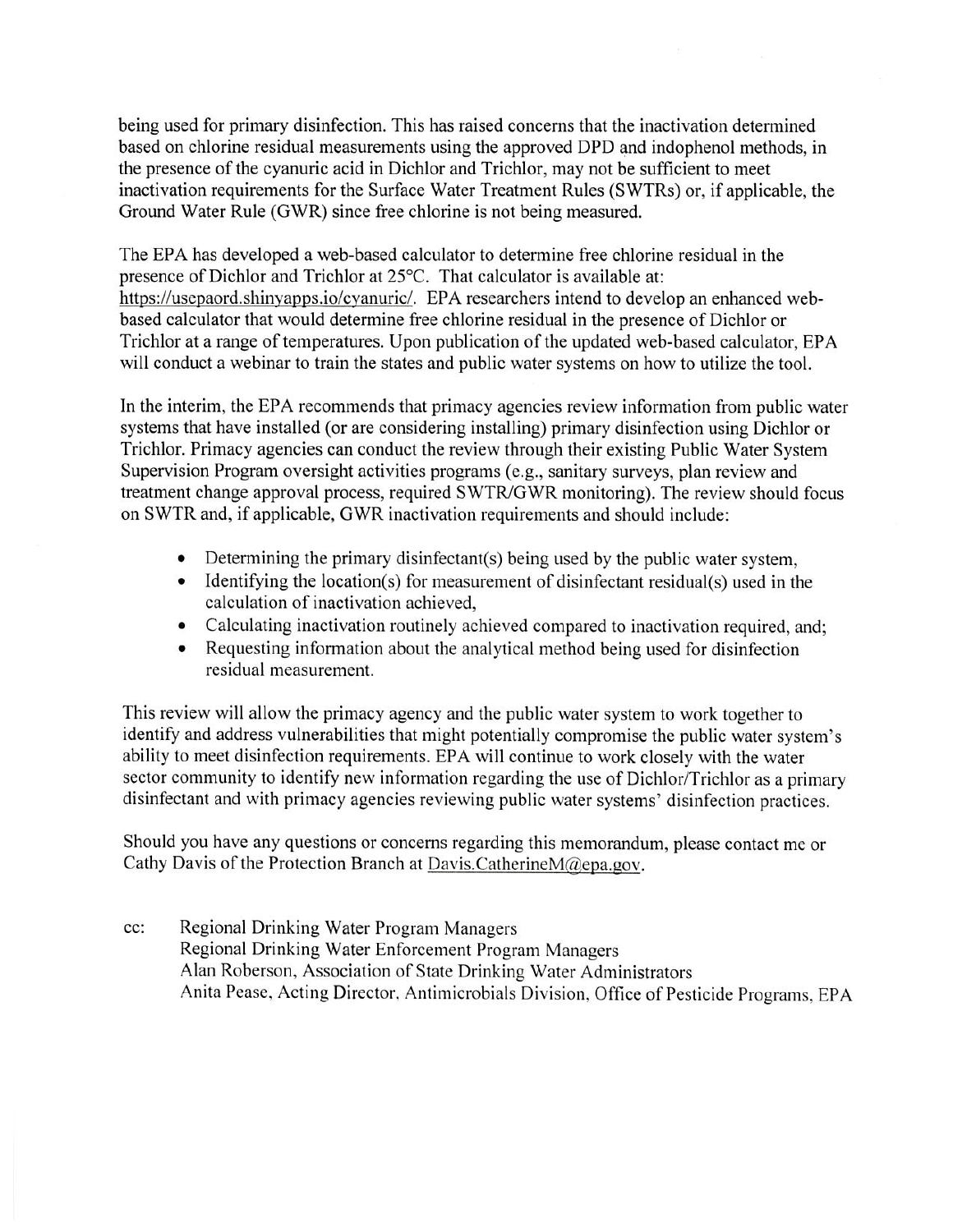being used for primary disinfection. This has raised concerns that the inactivation determined based on chlorine residual measurements using the approved DPD and indophenol methods, in the presence of the cyanuric acid in Dichlor and Trichlor, may not be sufficient to meet inactivation requirements for the Surface Water Treatment Rules (SWTRs) or, if applicable, the Ground Water Rule (GWR) since free chlorine is not being measured.

The EPA has developed a web-based calculator to determine free chlorine residual in the presence of Dichlor and Trichlor at 25°C. That calculator is available at: https://usepaord.shinyapps.io/cyanuric/. EPA researchers intend to develop an enhanced web-based calculator that would determine free chlorine residual in the presence of Dichlor or Trichlor at a range of temperatures. Upon publication of the updated web-based calculator, EPA will conduct a webinar to train the states and public water systems on how to utilize the tool.

In the interim, the EPA recommends that primacy agencies review information from public water systems that have installed (or are considering installing) primary disinfection using Dichlor or Trichlor. Primacy agencies can conduct the review through their existing Public Water System Supervision Program oversight activities programs (e.g., sanitary surveys, plan review and treatment change approval process, required SWTR/GWR monitoring). The review should focus on SWTR and, if applicable, GWR inactivation requirements and should include:

- Determining the primary disinfectant(s) being used by the public water system,
- Identifying the location(s) for measurement of disinfectant residual(s) used in the calculation of inactivation achieved,
- Calculating inactivation routinely achieved compared to inactivation required, and;
- Requesting information about the analytical method being used for disinfection residual measurement.

This review will allow the primacy agency and the public water system to work together to identify and address vulnerabilities that might potentially compromise the public water system's ability to meet disinfection requirements. EPA will continue to work closely with the water sector community to identify new information regarding the use of Dichlor/Trichlor as a primary disinfectant and with primacy agencies reviewing public water systems' disinfection practices.

Should you have any questions or concerns regarding this memorandum, please contact me or Cathy Davis of the Protection Branch at Davis.CatherineM@epa.gov.

cc: Regional Drinking Water Program Managers
Regional Drinking Water Enforcement Program Managers
Alan Roberson, Association of State Drinking Water Administrators
Anita Pease, Acting Director, Antimicrobials Division, Office of Pesticide Programs, EPA